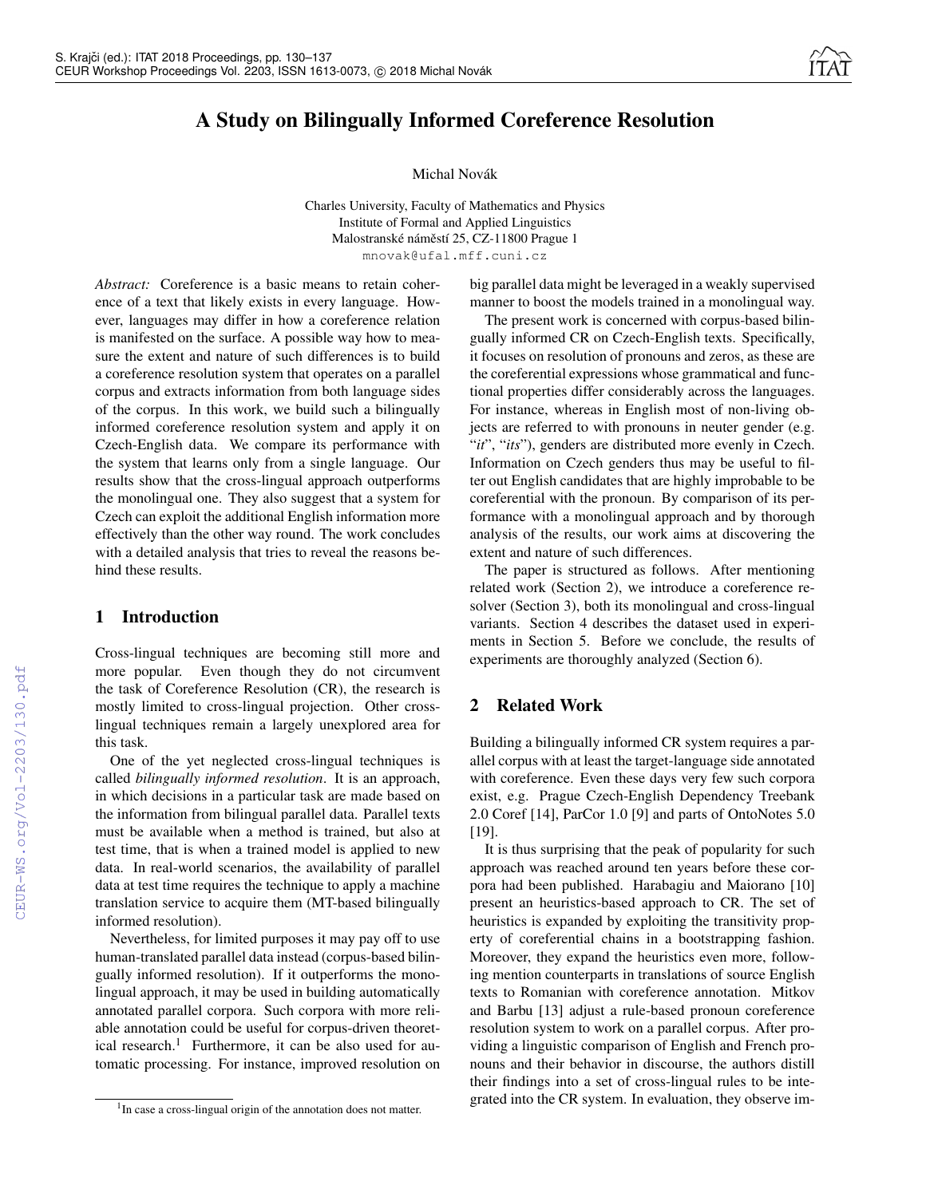# A Study on Bilingually Informed Coreference Resolution

Michal Novák

Charles University, Faculty of Mathematics and Physics
Institute of Formal and Applied Linguistics
Malostranské náměstí 25, CZ-11800 Prague 1
mnovak@ufal.mff.cuni.cz

*Abstract:* Coreference is a basic means to retain coherence of a text that likely exists in every language. However, languages may differ in how a coreference relation is manifested on the surface. A possible way how to measure the extent and nature of such differences is to build a coreference resolution system that operates on a parallel corpus and extracts information from both language sides of the corpus. In this work, we build such a bilingually informed coreference resolution system and apply it on Czech-English data. We compare its performance with the system that learns only from a single language. Our results show that the cross-lingual approach outperforms the monolingual one. They also suggest that a system for Czech can exploit the additional English information more effectively than the other way round. The work concludes with a detailed analysis that tries to reveal the reasons behind these results.

## 1 Introduction

Cross-lingual techniques are becoming still more and more popular. Even though they do not circumvent the task of Coreference Resolution (CR), the research is mostly limited to cross-lingual projection. Other cross-lingual techniques remain a largely unexplored area for this task.

One of the yet neglected cross-lingual techniques is called *bilingually informed resolution*. It is an approach, in which decisions in a particular task are made based on the information from bilingual parallel data. Parallel texts must be available when a method is trained, but also at test time, that is when a trained model is applied to new data. In real-world scenarios, the availability of parallel data at test time requires the technique to apply a machine translation service to acquire them (MT-based bilingually informed resolution).

Nevertheless, for limited purposes it may pay off to use human-translated parallel data instead (corpus-based bilingually informed resolution). If it outperforms the monolingual approach, it may be used in building automatically annotated parallel corpora. Such corpora with more reliable annotation could be useful for corpus-driven theoretical research.[1] Furthermore, it can be also used for automatic processing. For instance, improved resolution on big parallel data might be leveraged in a weakly supervised manner to boost the models trained in a monolingual way.

The present work is concerned with corpus-based bilingually informed CR on Czech-English texts. Specifically, it focuses on resolution of pronouns and zeros, as these are the coreferential expressions whose grammatical and functional properties differ considerably across the languages. For instance, whereas in English most of non-living objects are referred to with pronouns in neuter gender (e.g. "*it*", "*its*"), genders are distributed more evenly in Czech. Information on Czech genders thus may be useful to filter out English candidates that are highly improbable to be coreferential with the pronoun. By comparison of its performance with a monolingual approach and by thorough analysis of the results, our work aims at discovering the extent and nature of such differences.

The paper is structured as follows. After mentioning related work (Section 2), we introduce a coreference resolver (Section 3), both its monolingual and cross-lingual variants. Section 4 describes the dataset used in experiments in Section 5. Before we conclude, the results of experiments are thoroughly analyzed (Section 6).

## 2 Related Work

Building a bilingually informed CR system requires a parallel corpus with at least the target-language side annotated with coreference. Even these days very few such corpora exist, e.g. Prague Czech-English Dependency Treebank 2.0 Coref [14], ParCor 1.0 [9] and parts of OntoNotes 5.0 [19].

It is thus surprising that the peak of popularity for such approach was reached around ten years before these corpora had been published. Harabagiu and Maiorano [10] present an heuristics-based approach to CR. The set of heuristics is expanded by exploiting the transitivity property of coreferential chains in a bootstrapping fashion. Moreover, they expand the heuristics even more, following mention counterparts in translations of source English texts to Romanian with coreference annotation. Mitkov and Barbu [13] adjust a rule-based pronoun coreference resolution system to work on a parallel corpus. After providing a linguistic comparison of English and French pronouns and their behavior in discourse, the authors distill their findings into a set of cross-lingual rules to be integrated into the CR system. In evaluation, they observe im-

[1] In case a cross-lingual origin of the annotation does not matter.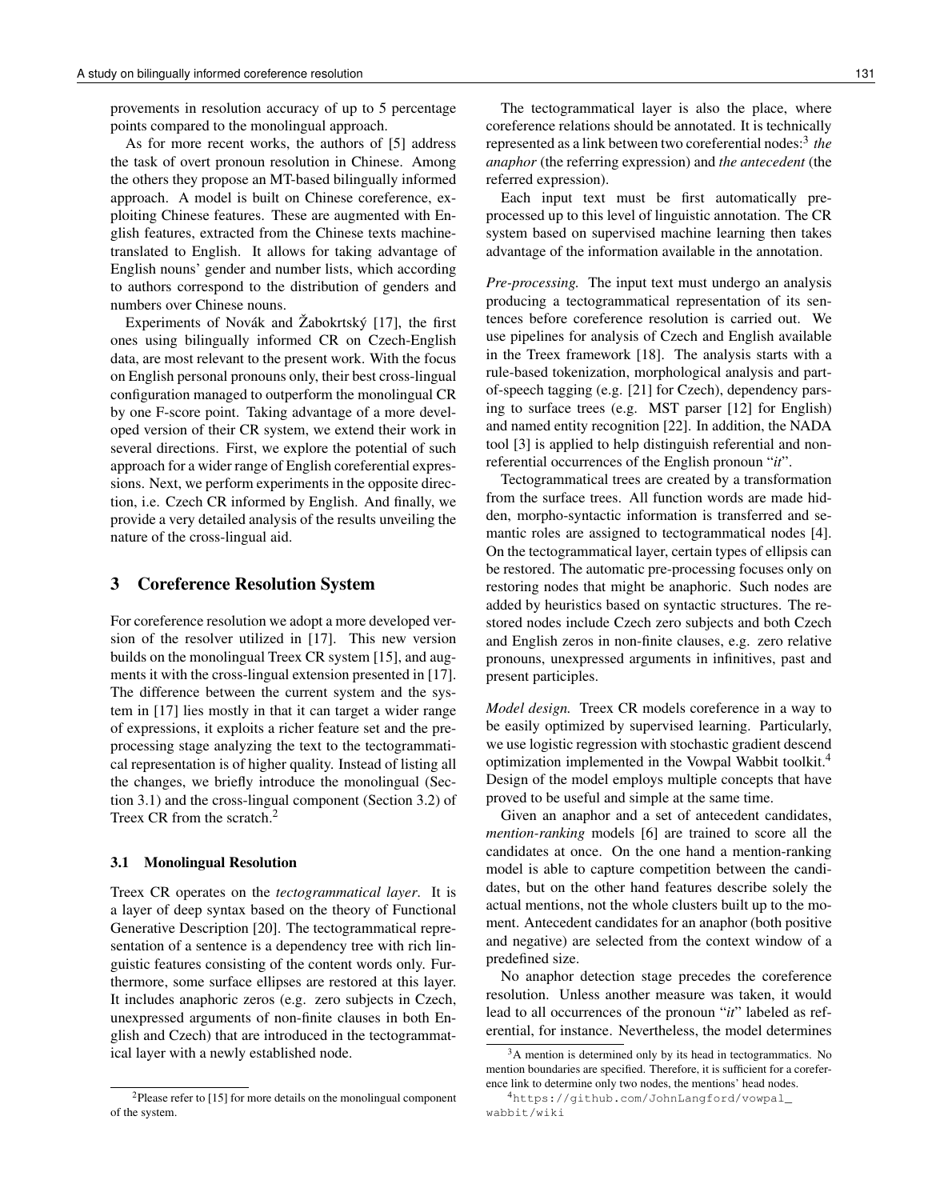provements in resolution accuracy of up to 5 percentage points compared to the monolingual approach.

As for more recent works, the authors of [5] address the task of overt pronoun resolution in Chinese. Among the others they propose an MT-based bilingually informed approach. A model is built on Chinese coreference, exploiting Chinese features. These are augmented with English features, extracted from the Chinese texts machine-translated to English. It allows for taking advantage of English nouns' gender and number lists, which according to authors correspond to the distribution of genders and numbers over Chinese nouns.

Experiments of Novák and Žabokrtský [17], the first ones using bilingually informed CR on Czech-English data, are most relevant to the present work. With the focus on English personal pronouns only, their best cross-lingual configuration managed to outperform the monolingual CR by one F-score point. Taking advantage of a more developed version of their CR system, we extend their work in several directions. First, we explore the potential of such approach for a wider range of English coreferential expressions. Next, we perform experiments in the opposite direction, i.e. Czech CR informed by English. And finally, we provide a very detailed analysis of the results unveiling the nature of the cross-lingual aid.

## 3 Coreference Resolution System

For coreference resolution we adopt a more developed version of the resolver utilized in [17]. This new version builds on the monolingual Treex CR system [15], and augments it with the cross-lingual extension presented in [17]. The difference between the current system and the system in [17] lies mostly in that it can target a wider range of expressions, it exploits a richer feature set and the preprocessing stage analyzing the text to the tectogrammatical representation is of higher quality. Instead of listing all the changes, we briefly introduce the monolingual (Section 3.1) and the cross-lingual component (Section 3.2) of Treex CR from the scratch.[2]

### 3.1 Monolingual Resolution

Treex CR operates on the *tectogrammatical layer*. It is a layer of deep syntax based on the theory of Functional Generative Description [20]. The tectogrammatical representation of a sentence is a dependency tree with rich linguistic features consisting of the content words only. Furthermore, some surface ellipses are restored at this layer. It includes anaphoric zeros (e.g. zero subjects in Czech, unexpressed arguments of non-finite clauses in both English and Czech) that are introduced in the tectogrammatical layer with a newly established node.

The tectogrammatical layer is also the place, where coreference relations should be annotated. It is technically represented as a link between two coreferential nodes:[3] *the anaphor* (the referring expression) and *the antecedent* (the referred expression).

Each input text must be first automatically preprocessed up to this level of linguistic annotation. The CR system based on supervised machine learning then takes advantage of the information available in the annotation.

*Pre-processing.* The input text must undergo an analysis producing a tectogrammatical representation of its sentences before coreference resolution is carried out. We use pipelines for analysis of Czech and English available in the Treex framework [18]. The analysis starts with a rule-based tokenization, morphological analysis and part-of-speech tagging (e.g. [21] for Czech), dependency parsing to surface trees (e.g. MST parser [12] for English) and named entity recognition [22]. In addition, the NADA tool [3] is applied to help distinguish referential and non-referential occurrences of the English pronoun "*it*".

Tectogrammatical trees are created by a transformation from the surface trees. All function words are made hidden, morpho-syntactic information is transferred and semantic roles are assigned to tectogrammatical nodes [4]. On the tectogrammatical layer, certain types of ellipsis can be restored. The automatic pre-processing focuses only on restoring nodes that might be anaphoric. Such nodes are added by heuristics based on syntactic structures. The restored nodes include Czech zero subjects and both Czech and English zeros in non-finite clauses, e.g. zero relative pronouns, unexpressed arguments in infinitives, past and present participles.

*Model design.* Treex CR models coreference in a way to be easily optimized by supervised learning. Particularly, we use logistic regression with stochastic gradient descend optimization implemented in the Vowpal Wabbit toolkit.[4] Design of the model employs multiple concepts that have proved to be useful and simple at the same time.

Given an anaphor and a set of antecedent candidates, *mention-ranking* models [6] are trained to score all the candidates at once. On the one hand a mention-ranking model is able to capture competition between the candidates, but on the other hand features describe solely the actual mentions, not the whole clusters built up to the moment. Antecedent candidates for an anaphor (both positive and negative) are selected from the context window of a predefined size.

No anaphor detection stage precedes the coreference resolution. Unless another measure was taken, it would lead to all occurrences of the pronoun "*it*" labeled as referential, for instance. Nevertheless, the model determines

[2] Please refer to [15] for more details on the monolingual component of the system.

[3] A mention is determined only by its head in tectogrammatics. No mention boundaries are specified. Therefore, it is sufficient for a coreference link to determine only two nodes, the mentions' head nodes.

[4] https://github.com/JohnLangford/vowpal_wabbit/wiki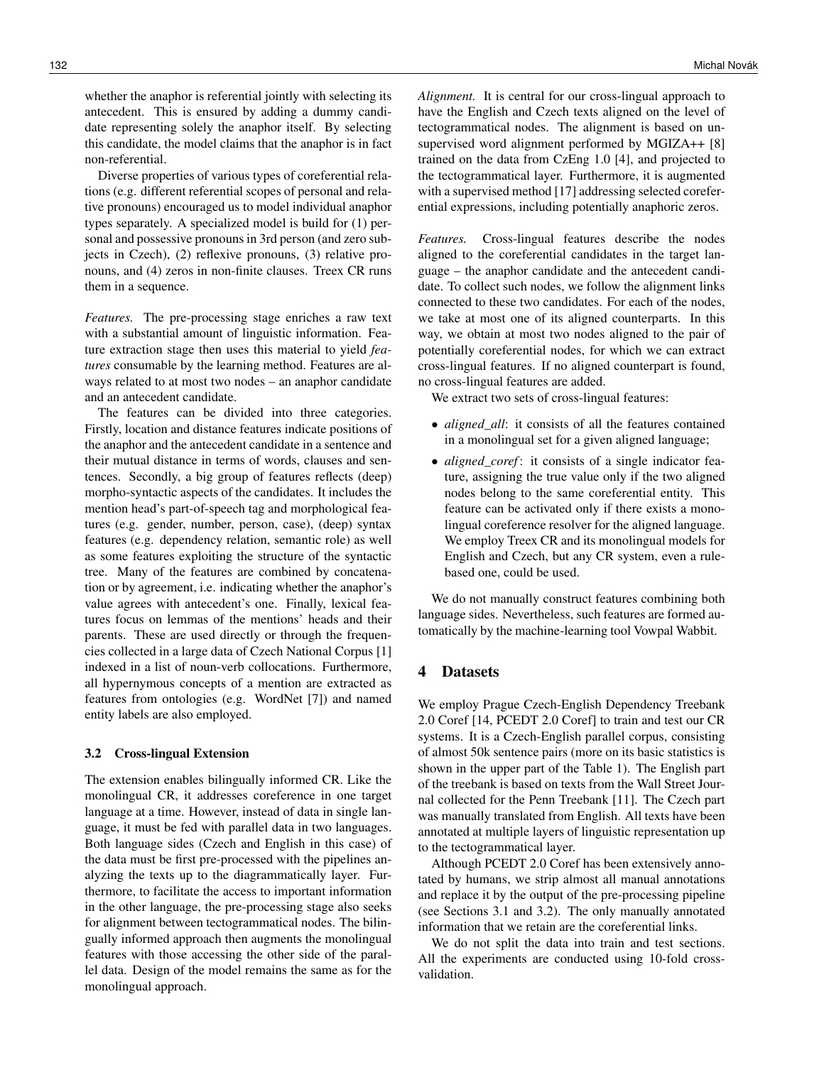whether the anaphor is referential jointly with selecting its antecedent. This is ensured by adding a dummy candidate representing solely the anaphor itself. By selecting this candidate, the model claims that the anaphor is in fact non-referential.

Diverse properties of various types of coreferential relations (e.g. different referential scopes of personal and relative pronouns) encouraged us to model individual anaphor types separately. A specialized model is build for (1) personal and possessive pronouns in 3rd person (and zero subjects in Czech), (2) reflexive pronouns, (3) relative pronouns, and (4) zeros in non-finite clauses. Treex CR runs them in a sequence.

*Features.* The pre-processing stage enriches a raw text with a substantial amount of linguistic information. Feature extraction stage then uses this material to yield *features* consumable by the learning method. Features are always related to at most two nodes – an anaphor candidate and an antecedent candidate.

The features can be divided into three categories. Firstly, location and distance features indicate positions of the anaphor and the antecedent candidate in a sentence and their mutual distance in terms of words, clauses and sentences. Secondly, a big group of features reflects (deep) morpho-syntactic aspects of the candidates. It includes the mention head's part-of-speech tag and morphological features (e.g. gender, number, person, case), (deep) syntax features (e.g. dependency relation, semantic role) as well as some features exploiting the structure of the syntactic tree. Many of the features are combined by concatenation or by agreement, i.e. indicating whether the anaphor's value agrees with antecedent's one. Finally, lexical features focus on lemmas of the mentions' heads and their parents. These are used directly or through the frequencies collected in a large data of Czech National Corpus [1] indexed in a list of noun-verb collocations. Furthermore, all hypernymous concepts of a mention are extracted as features from ontologies (e.g. WordNet [7]) and named entity labels are also employed.

### 3.2 Cross-lingual Extension

The extension enables bilingually informed CR. Like the monolingual CR, it addresses coreference in one target language at a time. However, instead of data in single language, it must be fed with parallel data in two languages. Both language sides (Czech and English in this case) of the data must be first pre-processed with the pipelines analyzing the texts up to the diagrammatically layer. Furthermore, to facilitate the access to important information in the other language, the pre-processing stage also seeks for alignment between tectogrammatical nodes. The bilingually informed approach then augments the monolingual features with those accessing the other side of the parallel data. Design of the model remains the same as for the monolingual approach.

*Alignment.* It is central for our cross-lingual approach to have the English and Czech texts aligned on the level of tectogrammatical nodes. The alignment is based on unsupervised word alignment performed by MGIZA++ [8] trained on the data from CzEng 1.0 [4], and projected to the tectogrammatical layer. Furthermore, it is augmented with a supervised method [17] addressing selected coreferential expressions, including potentially anaphoric zeros.

*Features.* Cross-lingual features describe the nodes aligned to the coreferential candidates in the target language – the anaphor candidate and the antecedent candidate. To collect such nodes, we follow the alignment links connected to these two candidates. For each of the nodes, we take at most one of its aligned counterparts. In this way, we obtain at most two nodes aligned to the pair of potentially coreferential nodes, for which we can extract cross-lingual features. If no aligned counterpart is found, no cross-lingual features are added.

We extract two sets of cross-lingual features:

- *aligned_all*: it consists of all the features contained in a monolingual set for a given aligned language;
- *aligned_coref*: it consists of a single indicator feature, assigning the true value only if the two aligned nodes belong to the same coreferential entity. This feature can be activated only if there exists a monolingual coreference resolver for the aligned language. We employ Treex CR and its monolingual models for English and Czech, but any CR system, even a rule-based one, could be used.

We do not manually construct features combining both language sides. Nevertheless, such features are formed automatically by the machine-learning tool Vowpal Wabbit.

## 4 Datasets

We employ Prague Czech-English Dependency Treebank 2.0 Coref [14, PCEDT 2.0 Coref] to train and test our CR systems. It is a Czech-English parallel corpus, consisting of almost 50k sentence pairs (more on its basic statistics is shown in the upper part of the Table 1). The English part of the treebank is based on texts from the Wall Street Journal collected for the Penn Treebank [11]. The Czech part was manually translated from English. All texts have been annotated at multiple layers of linguistic representation up to the tectogrammatical layer.

Although PCEDT 2.0 Coref has been extensively annotated by humans, we strip almost all manual annotations and replace it by the output of the pre-processing pipeline (see Sections 3.1 and 3.2). The only manually annotated information that we retain are the coreferential links.

We do not split the data into train and test sections. All the experiments are conducted using 10-fold cross-validation.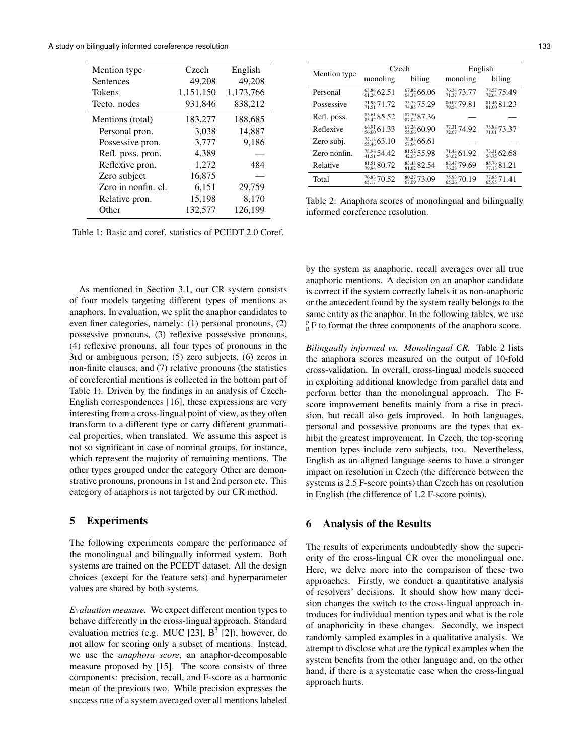| Mention type | Czech | English |
|---|---|---|
| Sentences | 49,208 | 49,208 |
| Tokens | 1,151,150 | 1,173,766 |
| Tecto. nodes | 931,846 | 838,212 |
| Mentions (total) | 183,277 | 188,685 |
| Personal pron. | 3,038 | 14,887 |
| Possessive pron. | 3,777 | 9,186 |
| Refl. poss. pron. | 4,389 | — |
| Reflexive pron. | 1,272 | 484 |
| Zero subject | 16,875 | — |
| Zero in nonfin. cl. | 6,151 | 29,759 |
| Relative pron. | 15,198 | 8,170 |
| Other | 132,577 | 126,199 |

Table 1: Basic and coref. statistics of PCEDT 2.0 Coref.

| Mention type | Czech | | English | |
|---|---|---|---|---|
| | monoling | biling | monoling | biling |
| Personal | $^{63.84}_{61.24}$ 62.51 | $^{67.82}_{64.38}$ 66.06 | $^{76.34}_{71.37}$ 73.77 | $^{78.57}_{72.64}$ 75.49 |
| Possessive | $^{71.93}_{71.51}$ 71.72 | $^{75.73}_{74.85}$ 75.29 | $^{80.07}_{79.54}$ 79.81 | $^{81.46}_{81.00}$ 81.23 |
| Refl. poss. | $^{85.61}_{85.42}$ 85.52 | $^{87.70}_{87.04}$ 87.36 | — | — |
| Reflexive | $^{66.91}_{56.60}$ 61.33 | $^{67.24}_{55.66}$ 60.90 | $^{77.31}_{72.67}$ 74.92 | $^{75.88}_{71.01}$ 73.37 |
| Zero subj. | $^{73.18}_{55.46}$ 63.10 | $^{78.88}_{57.64}$ 66.61 | — | — |
| Zero nonfin. | $^{78.98}_{41.51}$ 54.42 | $^{81.52}_{42.63}$ 55.98 | $^{71.48}_{54.62}$ 61.92 | $^{73.31}_{54.75}$ 62.68 |
| Relative | $^{81.51}_{79.94}$ 80.72 | $^{83.48}_{81.62}$ 82.54 | $^{83.47}_{76.23}$ 79.69 | $^{85.76}_{77.13}$ 81.21 |
| Total | $^{76.83}_{65.17}$ 70.52 | $^{80.27}_{67.09}$ 73.09 | $^{75.93}_{65.26}$ 70.19 | $^{77.85}_{65.95}$ 71.41 |

Table 2: Anaphora scores of monolingual and bilingually informed coreference resolution.

As mentioned in Section 3.1, our CR system consists of four models targeting different types of mentions as anaphors. In evaluation, we split the anaphor candidates to even finer categories, namely: (1) personal pronouns, (2) possessive pronouns, (3) reflexive possessive pronouns, (4) reflexive pronouns, all four types of pronouns in the 3rd or ambiguous person, (5) zero subjects, (6) zeros in non-finite clauses, and (7) relative pronouns (the statistics of coreferential mentions is collected in the bottom part of Table 1). Driven by the findings in an analysis of Czech-English correspondences [16], these expressions are very interesting from a cross-lingual point of view, as they often transform to a different type or carry different grammatical properties, when translated. We assume this aspect is not so significant in case of nominal groups, for instance, which represent the majority of remaining mentions. The other types grouped under the category Other are demonstrative pronouns, pronouns in 1st and 2nd person etc. This category of anaphors is not targeted by our CR method.

## 5 Experiments

The following experiments compare the performance of the monolingual and bilingually informed system. Both systems are trained on the PCEDT dataset. All the design choices (except for the feature sets) and hyperparameter values are shared by both systems.

*Evaluation measure.* We expect different mention types to behave differently in the cross-lingual approach. Standard evaluation metrics (e.g. MUC [23], $B^3$ [2]), however, do not allow for scoring only a subset of mentions. Instead, we use the *anaphora score*, an anaphor-decomposable measure proposed by [15]. The score consists of three components: precision, recall, and F-score as a harmonic mean of the previous two. While precision expresses the success rate of a system averaged over all mentions labeled by the system as anaphoric, recall averages over all true anaphoric mentions. A decision on an anaphor candidate is correct if the system correctly labels it as non-anaphoric or the antecedent found by the system really belongs to the same entity as the anaphor. In the following tables, we use $^{P}_{R}F$ to format the three components of the anaphora score.

*Bilingually informed vs. Monolingual CR.* Table 2 lists the anaphora scores measured on the output of 10-fold cross-validation. In overall, cross-lingual models succeed in exploiting additional knowledge from parallel data and perform better than the monolingual approach. The F-score improvement benefits mainly from a rise in precision, but recall also gets improved. In both languages, personal and possessive pronouns are the types that exhibit the greatest improvement. In Czech, the top-scoring mention types include zero subjects, too. Nevertheless, English as an aligned language seems to have a stronger impact on resolution in Czech (the difference between the systems is 2.5 F-score points) than Czech has on resolution in English (the difference of 1.2 F-score points).

## 6 Analysis of the Results

The results of experiments undoubtedly show the superiority of the cross-lingual CR over the monolingual one. Here, we delve more into the comparison of these two approaches. Firstly, we conduct a quantitative analysis of resolvers' decisions. It should show how many decision changes the switch to the cross-lingual approach introduces for individual mention types and what is the role of anaphoricity in these changes. Secondly, we inspect randomly sampled examples in a qualitative analysis. We attempt to disclose what are the typical examples when the system benefits from the other language and, on the other hand, if there is a systematic case when the cross-lingual approach hurts.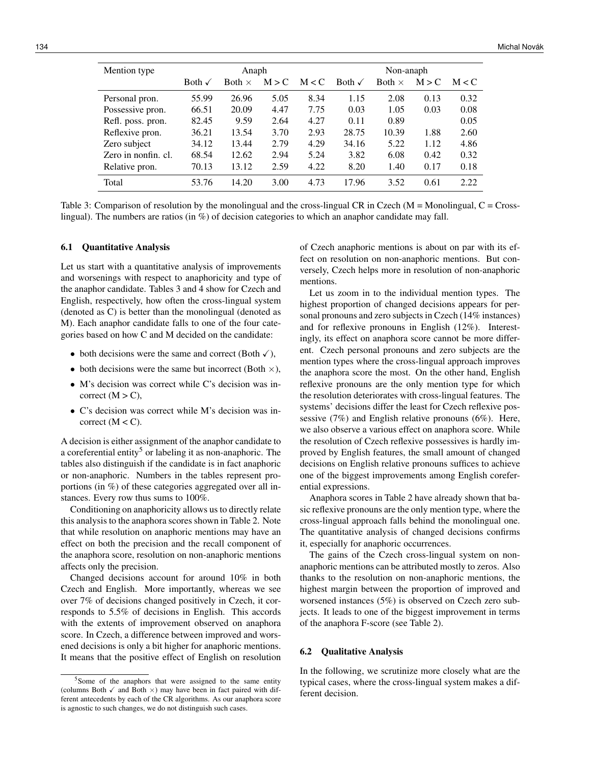| Mention type | Anaph | | | | Non-anaph | | | |
|---|---|---|---|---|---|---|---|---|
| | Both ✓ | Both × | M > C | M < C | Both ✓ | Both × | M > C | M < C |
| Personal pron. | 55.99 | 26.96 | 5.05 | 8.34 | 1.15 | 2.08 | 0.13 | 0.32 |
| Possessive pron. | 66.51 | 20.09 | 4.47 | 7.75 | 0.03 | 1.05 | 0.03 | 0.08 |
| Refl. poss. pron. | 82.45 | 9.59 | 2.64 | 4.27 | 0.11 | 0.89 | | 0.05 |
| Reflexive pron. | 36.21 | 13.54 | 3.70 | 2.93 | 28.75 | 10.39 | 1.88 | 2.60 |
| Zero subject | 34.12 | 13.44 | 2.79 | 4.29 | 34.16 | 5.22 | 1.12 | 4.86 |
| Zero in nonfin. cl. | 68.54 | 12.62 | 2.94 | 5.24 | 3.82 | 6.08 | 0.42 | 0.32 |
| Relative pron. | 70.13 | 13.12 | 2.59 | 4.22 | 8.20 | 1.40 | 0.17 | 0.18 |
| Total | 53.76 | 14.20 | 3.00 | 4.73 | 17.96 | 3.52 | 0.61 | 2.22 |

Table 3: Comparison of resolution by the monolingual and the cross-lingual CR in Czech (M = Monolingual, C = Cross-lingual). The numbers are ratios (in %) of decision categories to which an anaphor candidate may fall.

### 6.1 Quantitative Analysis

Let us start with a quantitative analysis of improvements and worsenings with respect to anaphoricity and type of the anaphor candidate. Tables 3 and 4 show for Czech and English, respectively, how often the cross-lingual system (denoted as C) is better than the monolingual (denoted as M). Each anaphor candidate falls to one of the four categories based on how C and M decided on the candidate:

- both decisions were the same and correct (Both ✓),
- both decisions were the same but incorrect (Both ×),
- M's decision was correct while C's decision was incorrect (M > C),
- C's decision was correct while M's decision was incorrect (M < C).

A decision is either assignment of the anaphor candidate to a coreferential entity[5] or labeling it as non-anaphoric. The tables also distinguish if the candidate is in fact anaphoric or non-anaphoric. Numbers in the tables represent proportions (in %) of these categories aggregated over all instances. Every row thus sums to 100%.

Conditioning on anaphoricity allows us to directly relate this analysis to the anaphora scores shown in Table 2. Note that while resolution on anaphoric mentions may have an effect on both the precision and the recall component of the anaphora score, resolution on non-anaphoric mentions affects only the precision.

Changed decisions account for around 10% in both Czech and English. More importantly, whereas we see over 7% of decisions changed positively in Czech, it corresponds to 5.5% of decisions in English. This accords with the extents of improvement observed on anaphora score. In Czech, a difference between improved and worsened decisions is only a bit higher for anaphoric mentions. It means that the positive effect of English on resolution of Czech anaphoric mentions is about on par with its effect on resolution on non-anaphoric mentions. But conversely, Czech helps more in resolution of non-anaphoric mentions.

Let us zoom in to the individual mention types. The highest proportion of changed decisions appears for personal pronouns and zero subjects in Czech (14% instances) and for reflexive pronouns in English (12%). Interestingly, its effect on anaphora score cannot be more different. Czech personal pronouns and zero subjects are the mention types where the cross-lingual approach improves the anaphora score the most. On the other hand, English reflexive pronouns are the only mention type for which the resolution deteriorates with cross-lingual features. The systems' decisions differ the least for Czech reflexive possessive (7%) and English relative pronouns (6%). Here, we also observe a various effect on anaphora score. While the resolution of Czech reflexive possessives is hardly improved by English features, the small amount of changed decisions on English relative pronouns suffices to achieve one of the biggest improvements among English coreferential expressions.

Anaphora scores in Table 2 have already shown that basic reflexive pronouns are the only mention type, where the cross-lingual approach falls behind the monolingual one. The quantitative analysis of changed decisions confirms it, especially for anaphoric occurrences.

The gains of the Czech cross-lingual system on non-anaphoric mentions can be attributed mostly to zeros. Also thanks to the resolution on non-anaphoric mentions, the highest margin between the proportion of improved and worsened instances (5%) is observed on Czech zero subjects. It leads to one of the biggest improvement in terms of the anaphora F-score (see Table 2).

### 6.2 Qualitative Analysis

In the following, we scrutinize more closely what are the typical cases, where the cross-lingual system makes a different decision.

[5] Some of the anaphors that were assigned to the same entity (columns Both ✓ and Both ×) may have been in fact paired with different antecedents by each of the CR algorithms. As our anaphora score is agnostic to such changes, we do not distinguish such cases.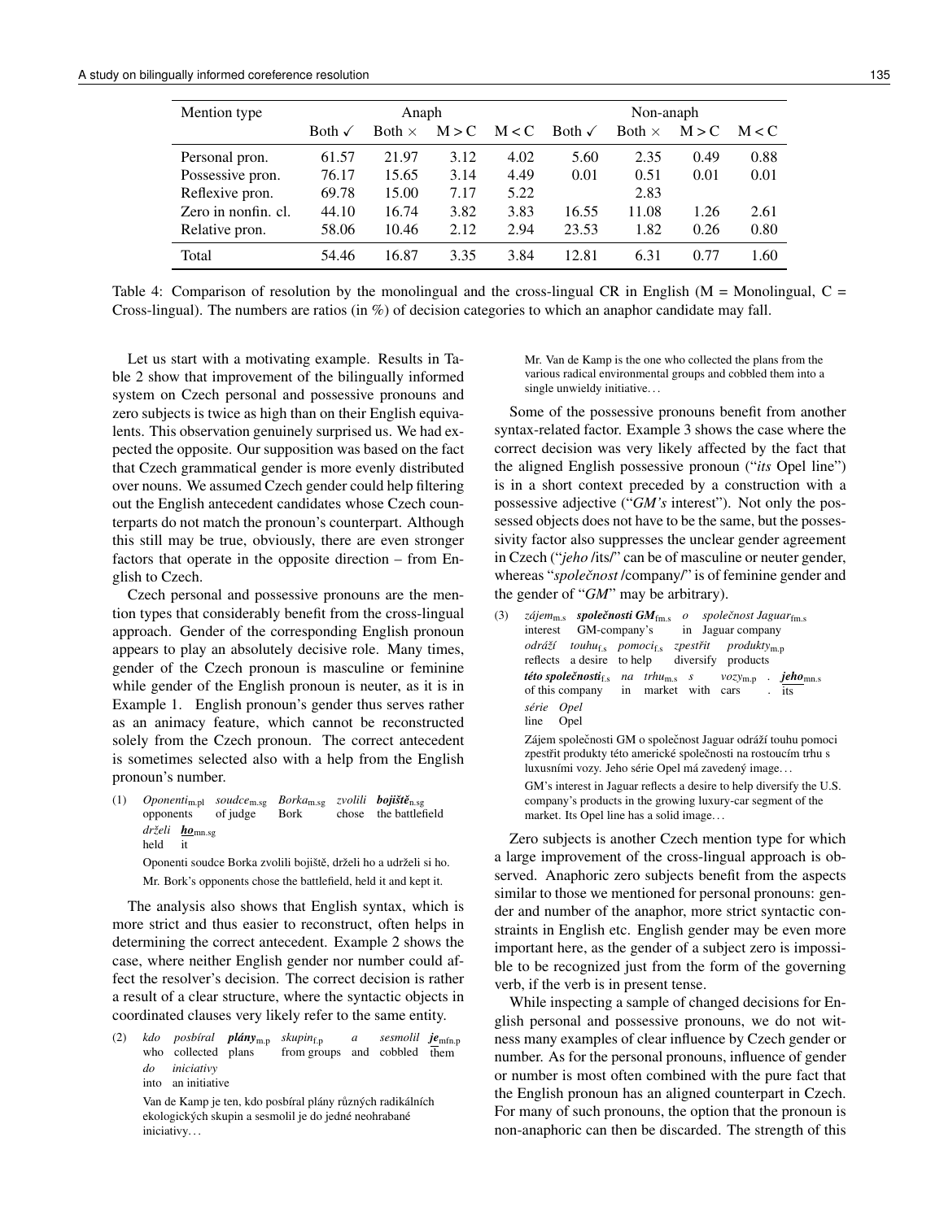| Mention type | Anaph | | | | Non-anaph | | | |
|---|---|---|---|---|---|---|---|---|
| | Both ✓ | Both × | M > C | M < C | Both ✓ | Both × | M > C | M < C |
| Personal pron. | 61.57 | 21.97 | 3.12 | 4.02 | 5.60 | 2.35 | 0.49 | 0.88 |
| Possessive pron. | 76.17 | 15.65 | 3.14 | 4.49 | 0.01 | 0.51 | 0.01 | 0.01 |
| Reflexive pron. | 69.78 | 15.00 | 7.17 | 5.22 | | 2.83 | | |
| Zero in nonfin. cl. | 44.10 | 16.74 | 3.82 | 3.83 | 16.55 | 11.08 | 1.26 | 2.61 |
| Relative pron. | 58.06 | 10.46 | 2.12 | 2.94 | 23.53 | 1.82 | 0.26 | 0.80 |
| Total | 54.46 | 16.87 | 3.35 | 3.84 | 12.81 | 6.31 | 0.77 | 1.60 |

Table 4: Comparison of resolution by the monolingual and the cross-lingual CR in English (M = Monolingual, C = Cross-lingual). The numbers are ratios (in %) of decision categories to which an anaphor candidate may fall.

Let us start with a motivating example. Results in Table 2 show that improvement of the bilingually informed system on Czech personal and possessive pronouns and zero subjects is twice as high than on their English equivalents. This observation genuinely surprised us. We had expected the opposite. Our supposition was based on the fact that Czech grammatical gender is more evenly distributed over nouns. We assumed Czech gender could help filtering out the English antecedent candidates whose Czech counterparts do not match the pronoun's counterpart. Although this still may be true, obviously, there are even stronger factors that operate in the opposite direction – from English to Czech.

Czech personal and possessive pronouns are the mention types that considerably benefit from the cross-lingual approach. Gender of the corresponding English pronoun appears to play an absolutely decisive role. Many times, gender of the Czech pronoun is masculine or feminine while gender of the English pronoun is neuter, as it is in Example 1. English pronoun's gender thus serves rather as an animacy feature, which cannot be reconstructed solely from the Czech pronoun. The correct antecedent is sometimes selected also with a help from the English pronoun's number.

(1) *Oponenti*$_{\text{m.pl}}$ *soudce*$_{\text{m.sg}}$ *Borka*$_{\text{m.sg}}$ *zvolili* ***bojiště***$_{\text{n.sg}}$ *drželi* ***ho***$_{\text{mn.sg}}$
opponents of judge Bork chose the battlefield held it

Oponenti soudce Borka zvolili bojiště, drželi ho a udrželi si ho.

Mr. Bork's opponents chose the battlefield, held it and kept it.

The analysis also shows that English syntax, which is more strict and thus easier to reconstruct, often helps in determining the correct antecedent. Example 2 shows the case, where neither English gender nor number could affect the resolver's decision. The correct decision is rather a result of a clear structure, where the syntactic objects in coordinated clauses very likely refer to the same entity.

(2) *kdo posbíral* ***plány***$_{\text{m.p}}$ *skupin*$_{\text{f.p}}$ *a sesmolil* ***je***$_{\text{mfn.p}}$ *do iniciativy*
who collected plans from groups and cobbled them into an initiative

Van de Kamp je ten, kdo posbíral plány různých radikálních ekologických skupin a sesmolil je do jedné neohrabané iniciativy…

Mr. Van de Kamp is the one who collected the plans from the various radical environmental groups and cobbled them into a single unwieldy initiative…

Some of the possessive pronouns benefit from another syntax-related factor. Example 3 shows the case where the correct decision was very likely affected by the fact that the aligned English possessive pronoun ("*its* Opel line") is in a short context preceded by a construction with a possessive adjective ("*GM's* interest"). Not only the possessed objects does not have to be the same, but the possessivity factor also suppresses the unclear gender agreement in Czech ("*jeho* /its/" can be of masculine or neuter gender, whereas "*společnost* /company/" is of feminine gender and the gender of "*GM*" may be arbitrary).

(3) *zájem*$_{\text{m.s}}$ ***společnosti GM***$_{\text{fm.s}}$ *o společnost Jaguar*$_{\text{fm.s}}$ *odráží touhu*$_{\text{f.s}}$ *pomoci*$_{\text{f.s}}$ *zpestřit produkty*$_{\text{m.p}}$ ***této společnosti***$_{\text{f.s}}$ *na trhu*$_{\text{m.s}}$ *s vozy*$_{\text{m.p}}$ . ***jeho***$_{\text{mn.s}}$ *série Opel*
interest GM-company's in Jaguar company reflects a desire to help diversify products of this company in market with cars . its line Opel

Zájem společnosti GM o společnost Jaguar odráží touhu pomoci zpestřit produkty této americké společnosti na rostoucím trhu s luxusními vozy. Jeho série Opel má zavedený image…

GM's interest in Jaguar reflects a desire to help diversify the U.S. company's products in the growing luxury-car segment of the market. Its Opel line has a solid image…

Zero subjects is another Czech mention type for which a large improvement of the cross-lingual approach is observed. Anaphoric zero subjects benefit from the aspects similar to those we mentioned for personal pronouns: gender and number of the anaphor, more strict syntactic constraints in English etc. English gender may be even more important here, as the gender of a subject zero is impossible to be recognized just from the form of the governing verb, if the verb is in present tense.

While inspecting a sample of changed decisions for English personal and possessive pronouns, we do not witness many examples of clear influence by Czech gender or number. As for the personal pronouns, influence of gender or number is most often combined with the pure fact that the English pronoun has an aligned counterpart in Czech. For many of such pronouns, the option that the pronoun is non-anaphoric can then be discarded. The strength of this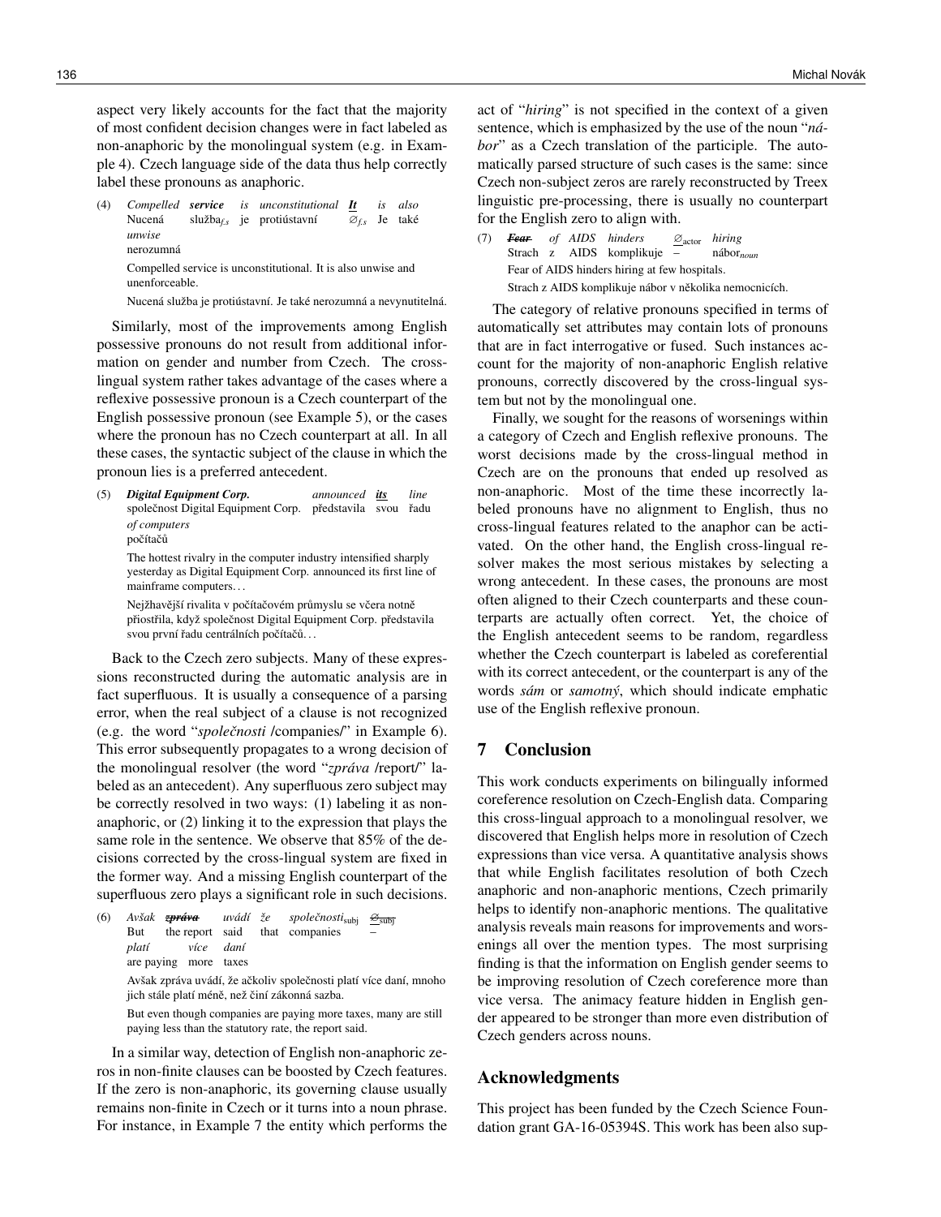aspect very likely accounts for the fact that the majority of most confident decision changes were in fact labeled as non-anaphoric by the monolingual system (e.g. in Example 4). Czech language side of the data thus help correctly label these pronouns as anaphoric.

(4) *Compelled* ***service*** *is unconstitutional* ***It*** *is also unwise*
Nucená služba$_{f.s}$ je protiústavní $\varnothing_{f.s}$ Je také nerozumná

Compelled service is unconstitutional. It is also unwise and unenforceable.

Nucená služba je protiústavní. Je také nerozumná a nevynutitelná.

Similarly, most of the improvements among English possessive pronouns do not result from additional information on gender and number from Czech. The cross-lingual system rather takes advantage of the cases where a reflexive possessive pronoun is a Czech counterpart of the English possessive pronoun (see Example 5), or the cases where the pronoun has no Czech counterpart at all. In all these cases, the syntactic subject of the clause in which the pronoun lies is a preferred antecedent.

(5) ***Digital Equipment Corp.*** *announced* ***its*** *line of computers*
společnost Digital Equipment Corp. představila svou řadu počítačů

The hottest rivalry in the computer industry intensified sharply yesterday as Digital Equipment Corp. announced its first line of mainframe computers…

Nejžhavější rivalita v počítačovém průmyslu se včera notně přiostřila, když společnost Digital Equipment Corp. představila svou první řadu centrálních počítačů…

Back to the Czech zero subjects. Many of these expressions reconstructed during the automatic analysis are in fact superfluous. It is usually a consequence of a parsing error, when the real subject of a clause is not recognized (e.g. the word "*společnosti* /companies/" in Example 6). This error subsequently propagates to a wrong decision of the monolingual resolver (the word "*zpráva* /report/" labeled as an antecedent). Any superfluous zero subject may be correctly resolved in two ways: (1) labeling it as non-anaphoric, or (2) linking it to the expression that plays the same role in the sentence. We observe that 85% of the decisions corrected by the cross-lingual system are fixed in the former way. And a missing English counterpart of the superfluous zero plays a significant role in such decisions.

(6) *Avšak* ***~~zpráva~~*** *uvádí že společnosti*$_{\text{subj}}$ ~~$\varnothing_{\text{subj}}$~~ *platí více daní*
But the report said that companies – are paying more taxes

Avšak zpráva uvádí, že ačkoliv společnosti platí více daní, mnoho jich stále platí méně, než činí zákonná sazba.

But even though companies are paying more taxes, many are still paying less than the statutory rate, the report said.

In a similar way, detection of English non-anaphoric zeros in non-finite clauses can be boosted by Czech features. If the zero is non-anaphoric, its governing clause usually remains non-finite in Czech or it turns into a noun phrase. For instance, in Example 7 the entity which performs the act of "*hiring*" is not specified in the context of a given sentence, which is emphasized by the use of the noun "*nábor*" as a Czech translation of the participle. The automatically parsed structure of such cases is the same: since Czech non-subject zeros are rarely reconstructed by Treex linguistic pre-processing, there is usually no counterpart for the English zero to align with.

(7) ***~~Fear~~*** *of AIDS hinders* $\underline{\varnothing}_{\text{actor}}$ *hiring*
Strach z AIDS komplikuje – nábor$_{noun}$

Fear of AIDS hinders hiring at few hospitals.

Strach z AIDS komplikuje nábor v několika nemocnicích.

The category of relative pronouns specified in terms of automatically set attributes may contain lots of pronouns that are in fact interrogative or fused. Such instances account for the majority of non-anaphoric English relative pronouns, correctly discovered by the cross-lingual system but not by the monolingual one.

Finally, we sought for the reasons of worsenings within a category of Czech and English reflexive pronouns. The worst decisions made by the cross-lingual method in Czech are on the pronouns that ended up resolved as non-anaphoric. Most of the time these incorrectly labeled pronouns have no alignment to English, thus no cross-lingual features related to the anaphor can be activated. On the other hand, the English cross-lingual resolver makes the most serious mistakes by selecting a wrong antecedent. In these cases, the pronouns are most often aligned to their Czech counterparts and these counterparts are actually often correct. Yet, the choice of the English antecedent seems to be random, regardless whether the Czech counterpart is labeled as coreferential with its correct antecedent, or the counterpart is any of the words *sám* or *samotný*, which should indicate emphatic use of the English reflexive pronoun.

## 7 Conclusion

This work conducts experiments on bilingually informed coreference resolution on Czech-English data. Comparing this cross-lingual approach to a monolingual resolver, we discovered that English helps more in resolution of Czech expressions than vice versa. A quantitative analysis shows that while English facilitates resolution of both Czech anaphoric and non-anaphoric mentions, Czech primarily helps to identify non-anaphoric mentions. The qualitative analysis reveals main reasons for improvements and worsenings all over the mention types. The most surprising finding is that the information on English gender seems to be improving resolution of Czech coreference more than vice versa. The animacy feature hidden in English gender appeared to be stronger than more even distribution of Czech genders across nouns.

## Acknowledgments

This project has been funded by the Czech Science Foundation grant GA-16-05394S. This work has been also sup-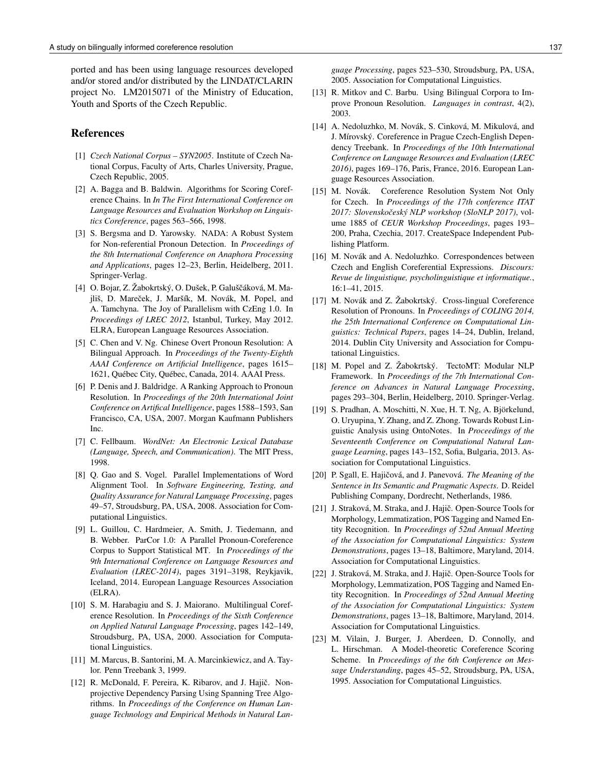ported and has been using language resources developed and/or stored and/or distributed by the LINDAT/CLARIN project No. LM2015071 of the Ministry of Education, Youth and Sports of the Czech Republic.

## References

[1] *Czech National Corpus – SYN2005*. Institute of Czech National Corpus, Faculty of Arts, Charles University, Prague, Czech Republic, 2005.

[2] A. Bagga and B. Baldwin. Algorithms for Scoring Coreference Chains. In *In The First International Conference on Language Resources and Evaluation Workshop on Linguistics Coreference*, pages 563–566, 1998.

[3] S. Bergsma and D. Yarowsky. NADA: A Robust System for Non-referential Pronoun Detection. In *Proceedings of the 8th International Conference on Anaphora Processing and Applications*, pages 12–23, Berlin, Heidelberg, 2011. Springer-Verlag.

[4] O. Bojar, Z. Žabokrtský, O. Dušek, P. Galuščáková, M. Majliš, D. Mareček, J. Maršík, M. Novák, M. Popel, and A. Tamchyna. The Joy of Parallelism with CzEng 1.0. In *Proceedings of LREC 2012*, Istanbul, Turkey, May 2012. ELRA, European Language Resources Association.

[5] C. Chen and V. Ng. Chinese Overt Pronoun Resolution: A Bilingual Approach. In *Proceedings of the Twenty-Eighth AAAI Conference on Artificial Intelligence*, pages 1615–1621, Québec City, Québec, Canada, 2014. AAAI Press.

[6] P. Denis and J. Baldridge. A Ranking Approach to Pronoun Resolution. In *Proceedings of the 20th International Joint Conference on Artifical Intelligence*, pages 1588–1593, San Francisco, CA, USA, 2007. Morgan Kaufmann Publishers Inc.

[7] C. Fellbaum. *WordNet: An Electronic Lexical Database (Language, Speech, and Communication)*. The MIT Press, 1998.

[8] Q. Gao and S. Vogel. Parallel Implementations of Word Alignment Tool. In *Software Engineering, Testing, and Quality Assurance for Natural Language Processing*, pages 49–57, Stroudsburg, PA, USA, 2008. Association for Computational Linguistics.

[9] L. Guillou, C. Hardmeier, A. Smith, J. Tiedemann, and B. Webber. ParCor 1.0: A Parallel Pronoun-Coreference Corpus to Support Statistical MT. In *Proceedings of the 9th International Conference on Language Resources and Evaluation (LREC-2014)*, pages 3191–3198, Reykjavik, Iceland, 2014. European Language Resources Association (ELRA).

[10] S. M. Harabagiu and S. J. Maiorano. Multilingual Coreference Resolution. In *Proceedings of the Sixth Conference on Applied Natural Language Processing*, pages 142–149, Stroudsburg, PA, USA, 2000. Association for Computational Linguistics.

[11] M. Marcus, B. Santorini, M. A. Marcinkiewicz, and A. Taylor. Penn Treebank 3, 1999.

[12] R. McDonald, F. Pereira, K. Ribarov, and J. Hajič. Non-projective Dependency Parsing Using Spanning Tree Algorithms. In *Proceedings of the Conference on Human Language Technology and Empirical Methods in Natural Language Processing*, pages 523–530, Stroudsburg, PA, USA, 2005. Association for Computational Linguistics.

[13] R. Mitkov and C. Barbu. Using Bilingual Corpora to Improve Pronoun Resolution. *Languages in contrast*, 4(2), 2003.

[14] A. Nedoluzhko, M. Novák, S. Cinková, M. Mikulová, and J. Mírovský. Coreference in Prague Czech-English Dependency Treebank. In *Proceedings of the 10th International Conference on Language Resources and Evaluation (LREC 2016)*, pages 169–176, Paris, France, 2016. European Language Resources Association.

[15] M. Novák. Coreference Resolution System Not Only for Czech. In *Proceedings of the 17th conference ITAT 2017: Slovenskočeský NLP workshop (SloNLP 2017)*, volume 1885 of *CEUR Workshop Proceedings*, pages 193–200, Praha, Czechia, 2017. CreateSpace Independent Publishing Platform.

[16] M. Novák and A. Nedoluzhko. Correspondences between Czech and English Coreferential Expressions. *Discours: Revue de linguistique, psycholinguistique et informatique.*, 16:1–41, 2015.

[17] M. Novák and Z. Žabokrtský. Cross-lingual Coreference Resolution of Pronouns. In *Proceedings of COLING 2014, the 25th International Conference on Computational Linguistics: Technical Papers*, pages 14–24, Dublin, Ireland, 2014. Dublin City University and Association for Computational Linguistics.

[18] M. Popel and Z. Žabokrtský. TectoMT: Modular NLP Framework. In *Proceedings of the 7th International Conference on Advances in Natural Language Processing*, pages 293–304, Berlin, Heidelberg, 2010. Springer-Verlag.

[19] S. Pradhan, A. Moschitti, N. Xue, H. T. Ng, A. Björkelund, O. Uryupina, Y. Zhang, and Z. Zhong. Towards Robust Linguistic Analysis using OntoNotes. In *Proceedings of the Seventeenth Conference on Computational Natural Language Learning*, pages 143–152, Sofia, Bulgaria, 2013. Association for Computational Linguistics.

[20] P. Sgall, E. Hajičová, and J. Panevová. *The Meaning of the Sentence in Its Semantic and Pragmatic Aspects*. D. Reidel Publishing Company, Dordrecht, Netherlands, 1986.

[21] J. Straková, M. Straka, and J. Hajič. Open-Source Tools for Morphology, Lemmatization, POS Tagging and Named Entity Recognition. In *Proceedings of 52nd Annual Meeting of the Association for Computational Linguistics: System Demonstrations*, pages 13–18, Baltimore, Maryland, 2014. Association for Computational Linguistics.

[22] J. Straková, M. Straka, and J. Hajič. Open-Source Tools for Morphology, Lemmatization, POS Tagging and Named Entity Recognition. In *Proceedings of 52nd Annual Meeting of the Association for Computational Linguistics: System Demonstrations*, pages 13–18, Baltimore, Maryland, 2014. Association for Computational Linguistics.

[23] M. Vilain, J. Burger, J. Aberdeen, D. Connolly, and L. Hirschman. A Model-theoretic Coreference Scoring Scheme. In *Proceedings of the 6th Conference on Message Understanding*, pages 45–52, Stroudsburg, PA, USA, 1995. Association for Computational Linguistics.